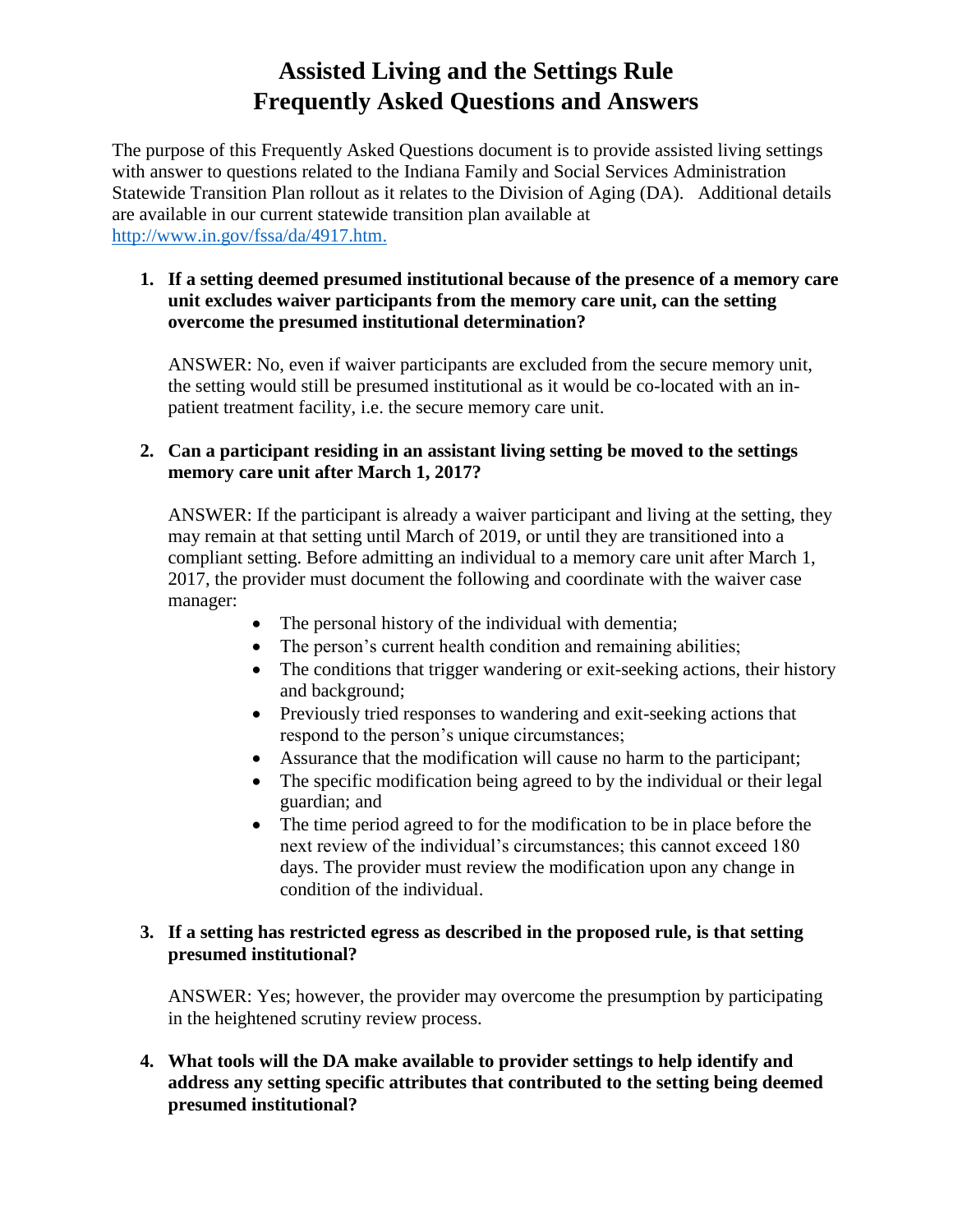# Assisted Living and the Settings Rule
# Frequently Asked Questions and Answers

The purpose of this Frequently Asked Questions document is to provide assisted living settings with answer to questions related to the Indiana Family and Social Services Administration Statewide Transition Plan rollout as it relates to the Division of Aging (DA). Additional details are available in our current statewide transition plan available at http://www.in.gov/fssa/da/4917.htm.

1. **If a setting deemed presumed institutional because of the presence of a memory care unit excludes waiver participants from the memory care unit, can the setting overcome the presumed institutional determination?**

   ANSWER: No, even if waiver participants are excluded from the secure memory unit, the setting would still be presumed institutional as it would be co-located with an in-patient treatment facility, i.e. the secure memory care unit.

2. **Can a participant residing in an assistant living setting be moved to the settings memory care unit after March 1, 2017?**

   ANSWER: If the participant is already a waiver participant and living at the setting, they may remain at that setting until March of 2019, or until they are transitioned into a compliant setting. Before admitting an individual to a memory care unit after March 1, 2017, the provider must document the following and coordinate with the waiver case manager:

   - The personal history of the individual with dementia;
   - The person's current health condition and remaining abilities;
   - The conditions that trigger wandering or exit-seeking actions, their history and background;
   - Previously tried responses to wandering and exit-seeking actions that respond to the person's unique circumstances;
   - Assurance that the modification will cause no harm to the participant;
   - The specific modification being agreed to by the individual or their legal guardian; and
   - The time period agreed to for the modification to be in place before the next review of the individual's circumstances; this cannot exceed 180 days. The provider must review the modification upon any change in condition of the individual.

3. **If a setting has restricted egress as described in the proposed rule, is that setting presumed institutional?**

   ANSWER: Yes; however, the provider may overcome the presumption by participating in the heightened scrutiny review process.

4. **What tools will the DA make available to provider settings to help identify and address any setting specific attributes that contributed to the setting being deemed presumed institutional?**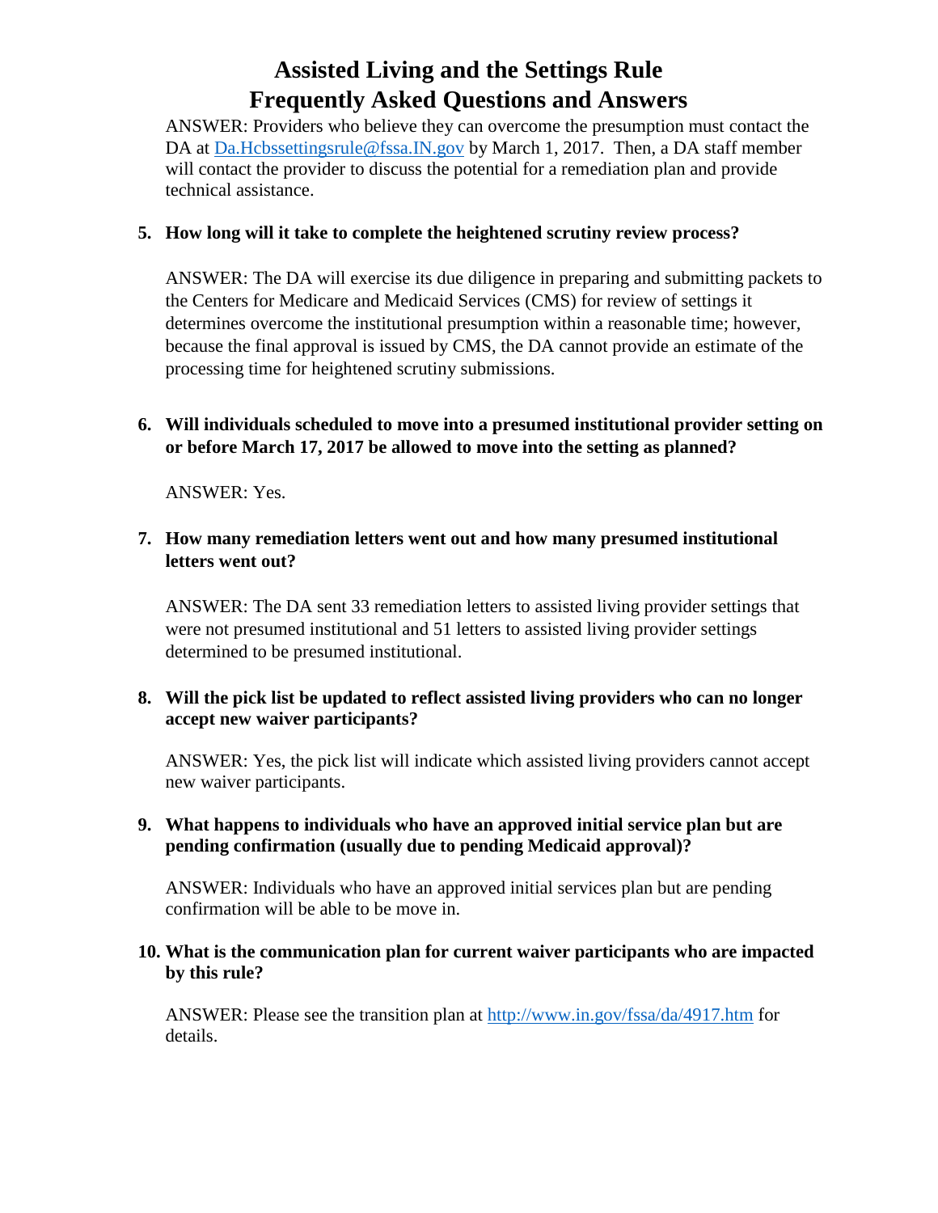# Assisted Living and the Settings Rule
# Frequently Asked Questions and Answers

ANSWER: Providers who believe they can overcome the presumption must contact the DA at Da.Hcbssettingsrule@fssa.IN.gov by March 1, 2017. Then, a DA staff member will contact the provider to discuss the potential for a remediation plan and provide technical assistance.

5. **How long will it take to complete the heightened scrutiny review process?**

   ANSWER: The DA will exercise its due diligence in preparing and submitting packets to the Centers for Medicare and Medicaid Services (CMS) for review of settings it determines overcome the institutional presumption within a reasonable time; however, because the final approval is issued by CMS, the DA cannot provide an estimate of the processing time for heightened scrutiny submissions.

6. **Will individuals scheduled to move into a presumed institutional provider setting on or before March 17, 2017 be allowed to move into the setting as planned?**

   ANSWER: Yes.

7. **How many remediation letters went out and how many presumed institutional letters went out?**

   ANSWER: The DA sent 33 remediation letters to assisted living provider settings that were not presumed institutional and 51 letters to assisted living provider settings determined to be presumed institutional.

8. **Will the pick list be updated to reflect assisted living providers who can no longer accept new waiver participants?**

   ANSWER: Yes, the pick list will indicate which assisted living providers cannot accept new waiver participants.

9. **What happens to individuals who have an approved initial service plan but are pending confirmation (usually due to pending Medicaid approval)?**

   ANSWER: Individuals who have an approved initial services plan but are pending confirmation will be able to be move in.

10. **What is the communication plan for current waiver participants who are impacted by this rule?**

    ANSWER: Please see the transition plan at http://www.in.gov/fssa/da/4917.htm for details.